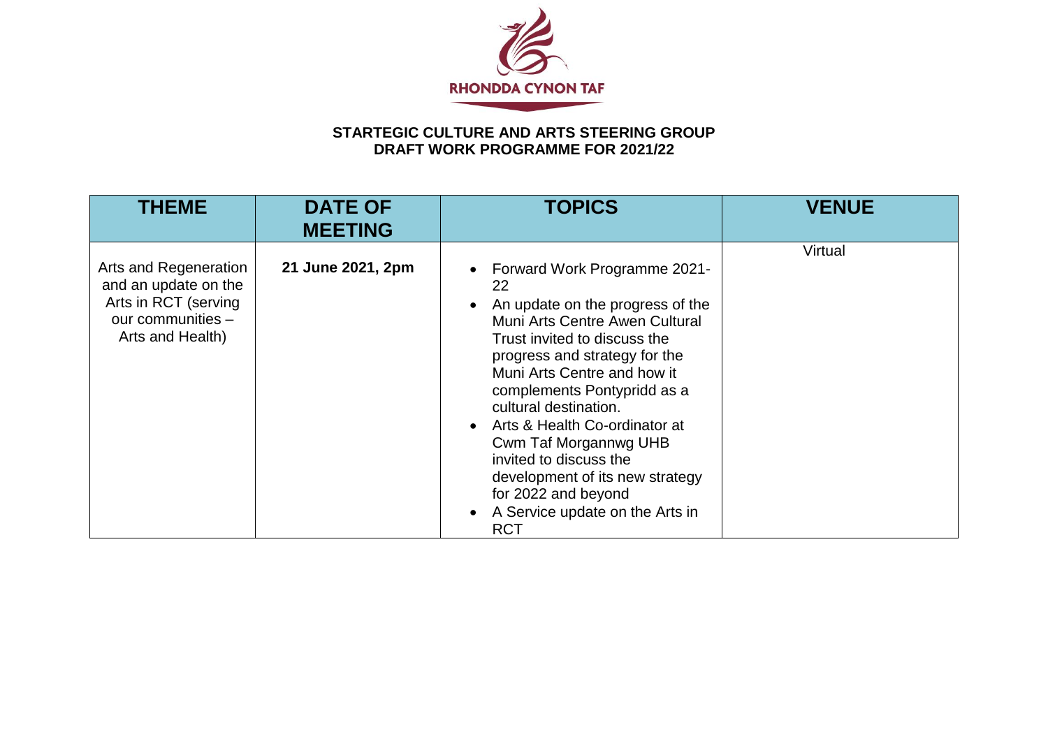RHONDDA CYNON TAF

**STARTEGIC CULTURE AND ARTS STEERING GROUP**
**DRAFT WORK PROGRAMME FOR 2021/22**

| THEME | DATE OF MEETING | TOPICS | VENUE |
| --- | --- | --- | --- |
| Arts and Regeneration and an update on the Arts in RCT (serving our communities – Arts and Health) | **21 June 2021, 2pm** | • Forward Work Programme 2021-22<br>• An update on the progress of the Muni Arts Centre Awen Cultural Trust invited to discuss the progress and strategy for the Muni Arts Centre and how it complements Pontypridd as a cultural destination.<br>• Arts & Health Co-ordinator at Cwm Taf Morgannwg UHB invited to discuss the development of its new strategy for 2022 and beyond<br>• A Service update on the Arts in RCT | Virtual |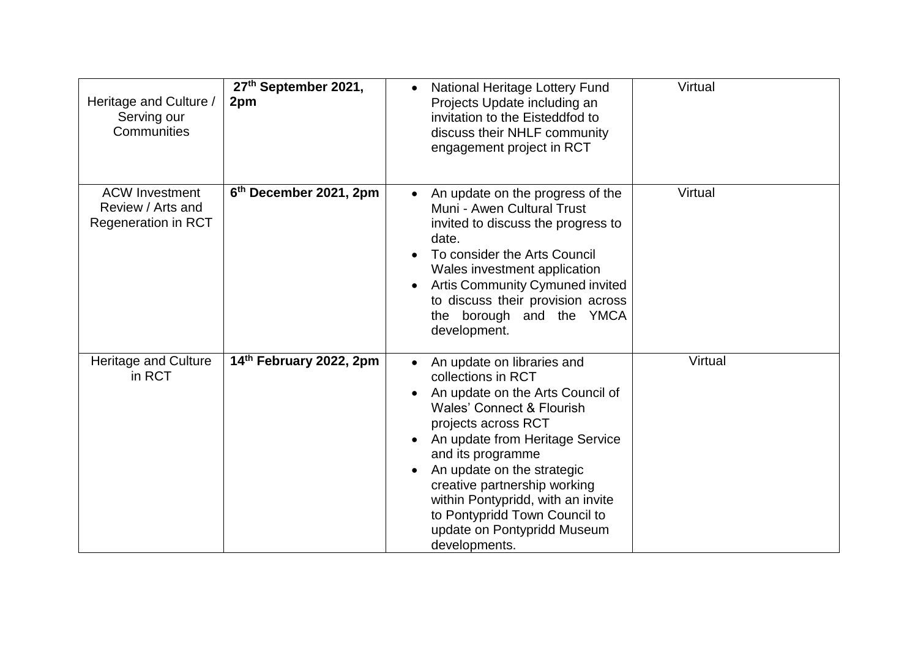| | | | |
|---|---|---|---|
| Heritage and Culture / Serving our Communities | **27th September 2021, 2pm** | • National Heritage Lottery Fund Projects Update including an invitation to the Eisteddfod to discuss their NHLF community engagement project in RCT | Virtual |
| ACW Investment Review / Arts and Regeneration in RCT | **6th December 2021, 2pm** | • An update on the progress of the Muni - Awen Cultural Trust invited to discuss the progress to date.<br>• To consider the Arts Council Wales investment application<br>• Artis Community Cymuned invited to discuss their provision across the borough and the YMCA development. | Virtual |
| Heritage and Culture in RCT | **14th February 2022, 2pm** | • An update on libraries and collections in RCT<br>• An update on the Arts Council of Wales' Connect & Flourish projects across RCT<br>• An update from Heritage Service and its programme<br>• An update on the strategic creative partnership working within Pontypridd, with an invite to Pontypridd Town Council to update on Pontypridd Museum developments. | Virtual |